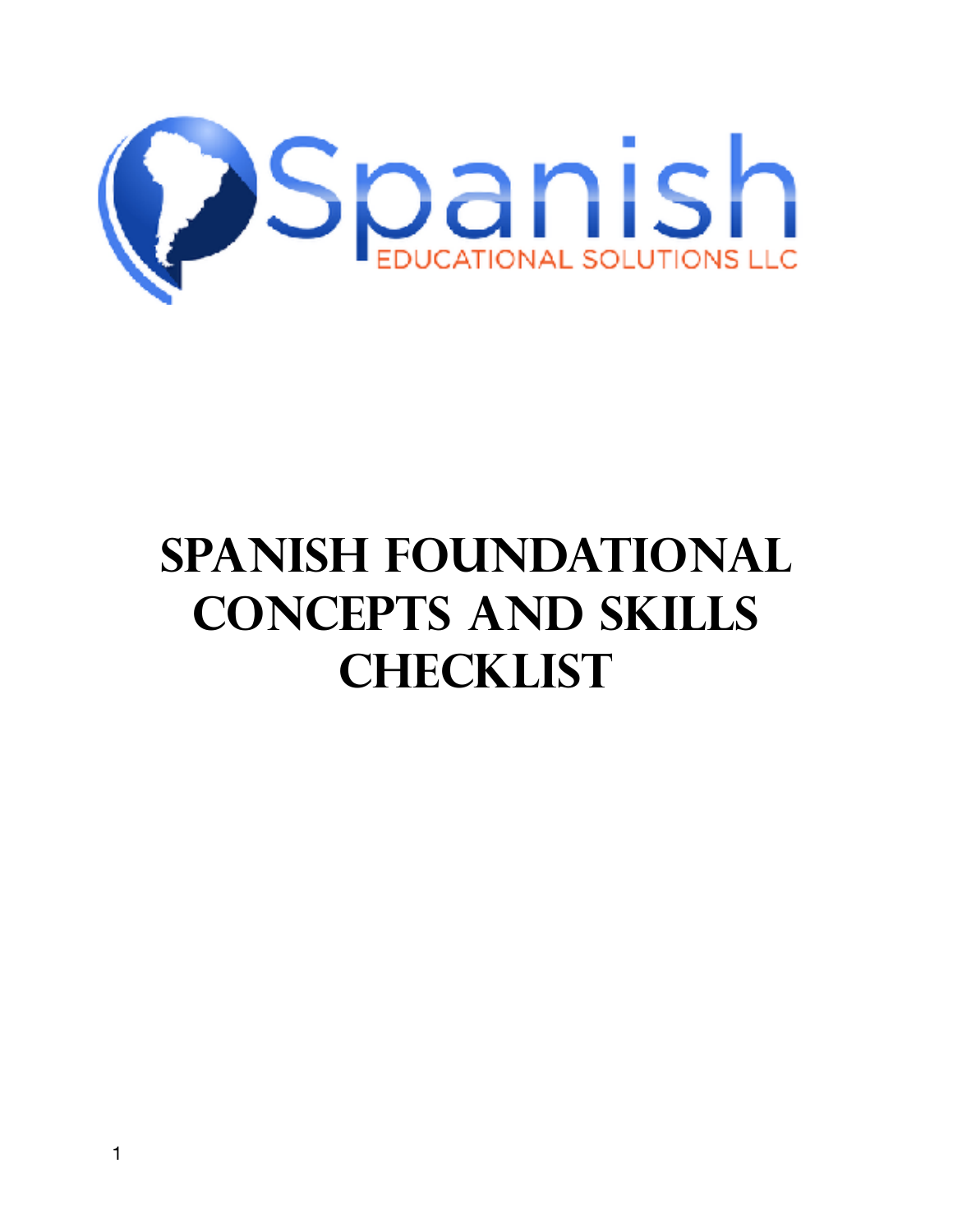Spanish

EDUCATIONAL SOLUTIONS LLC

# SPANISH FOUNDATIONAL CONCEPTS AND SKILLS CHECKLIST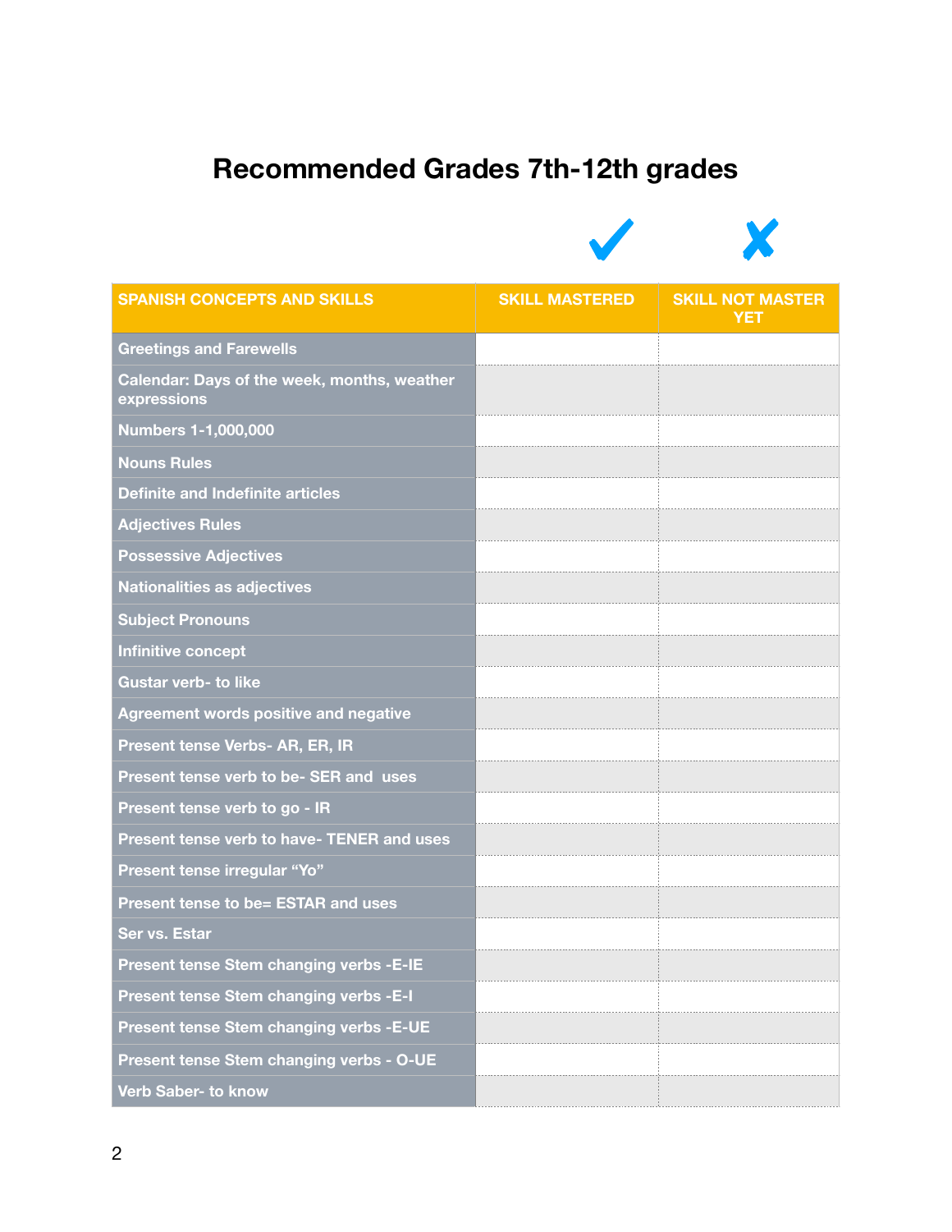# Recommended Grades 7th-12th grades

| SPANISH CONCEPTS AND SKILLS | SKILL MASTERED ✓ | SKILL NOT MASTER YET ✗ |
| --- | --- | --- |
| Greetings and Farewells | | |
| Calendar: Days of the week, months, weather expressions | | |
| Numbers 1-1,000,000 | | |
| Nouns Rules | | |
| Definite and Indefinite articles | | |
| Adjectives Rules | | |
| Possessive Adjectives | | |
| Nationalities as adjectives | | |
| Subject Pronouns | | |
| Infinitive concept | | |
| Gustar verb- to like | | |
| Agreement words positive and negative | | |
| Present tense Verbs- AR, ER, IR | | |
| Present tense verb to be- SER and uses | | |
| Present tense verb to go - IR | | |
| Present tense verb to have- TENER and uses | | |
| Present tense irregular “Yo” | | |
| Present tense to be= ESTAR and uses | | |
| Ser vs. Estar | | |
| Present tense Stem changing verbs -E-IE | | |
| Present tense Stem changing verbs -E-I | | |
| Present tense Stem changing verbs -E-UE | | |
| Present tense Stem changing verbs - O-UE | | |
| Verb Saber- to know | | |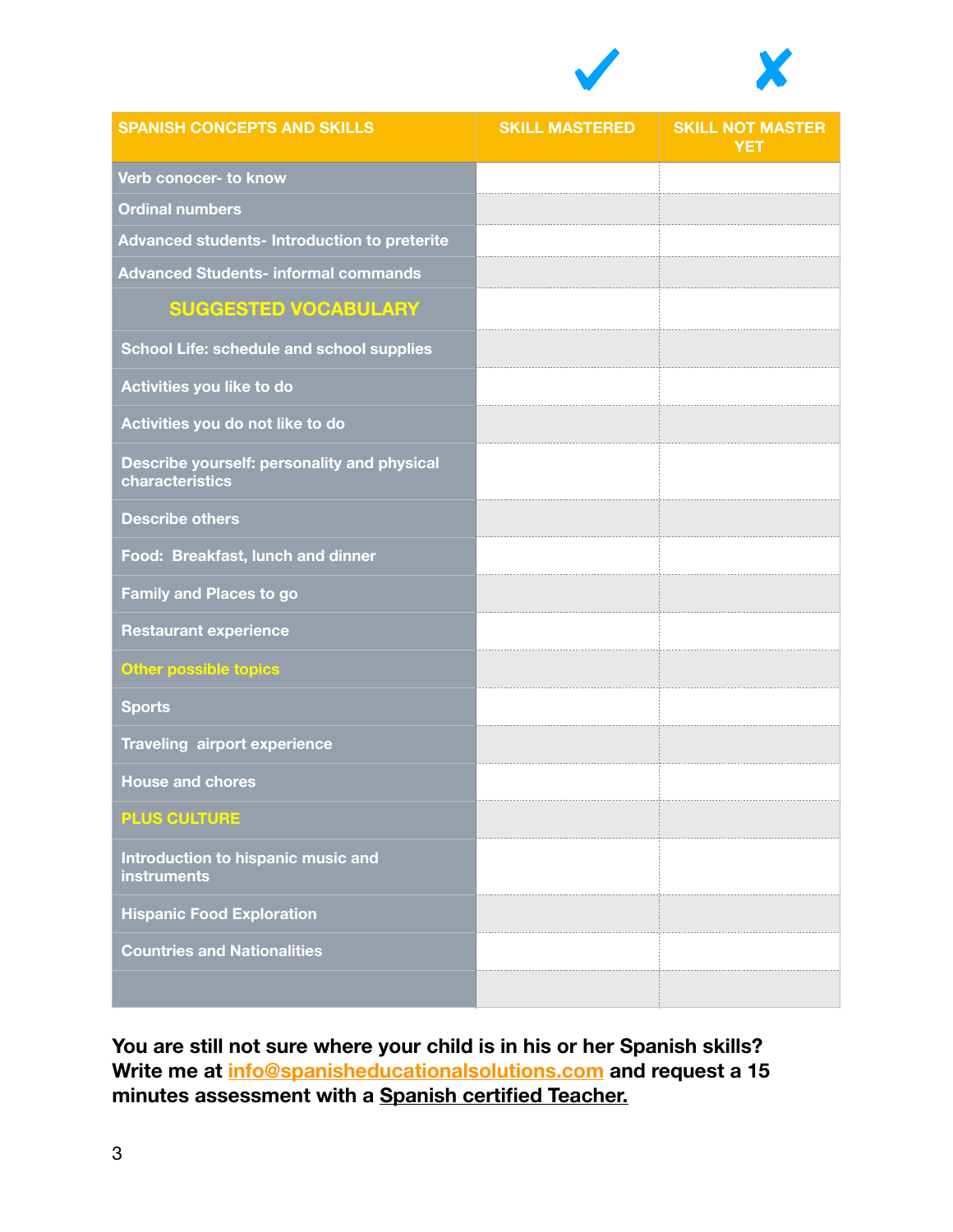| | ✓ | ✗ |
|---|---|---|
| **SPANISH CONCEPTS AND SKILLS** | **SKILL MASTERED** | **SKILL NOT MASTER YET** |
| Verb conocer- to know | | |
| Ordinal numbers | | |
| Advanced students- Introduction to preterite | | |
| Advanced Students- informal commands | | |
| **SUGGESTED VOCABULARY** | | |
| School Life: schedule and school supplies | | |
| Activities you like to do | | |
| Activities you do not like to do | | |
| Describe yourself: personality and physical characteristics | | |
| Describe others | | |
| Food: Breakfast, lunch and dinner | | |
| Family and Places to go | | |
| Restaurant experience | | |
| Other possible topics | | |
| Sports | | |
| Traveling airport experience | | |
| House and chores | | |
| **PLUS CULTURE** | | |
| Introduction to hispanic music and instruments | | |
| Hispanic Food Exploration | | |
| Countries and Nationalities | | |
| | | |

**You are still not sure where your child is in his or her Spanish skills? Write me at info@spanisheducationalsolutions.com and request a 15 minutes assessment with a Spanish certified Teacher.**